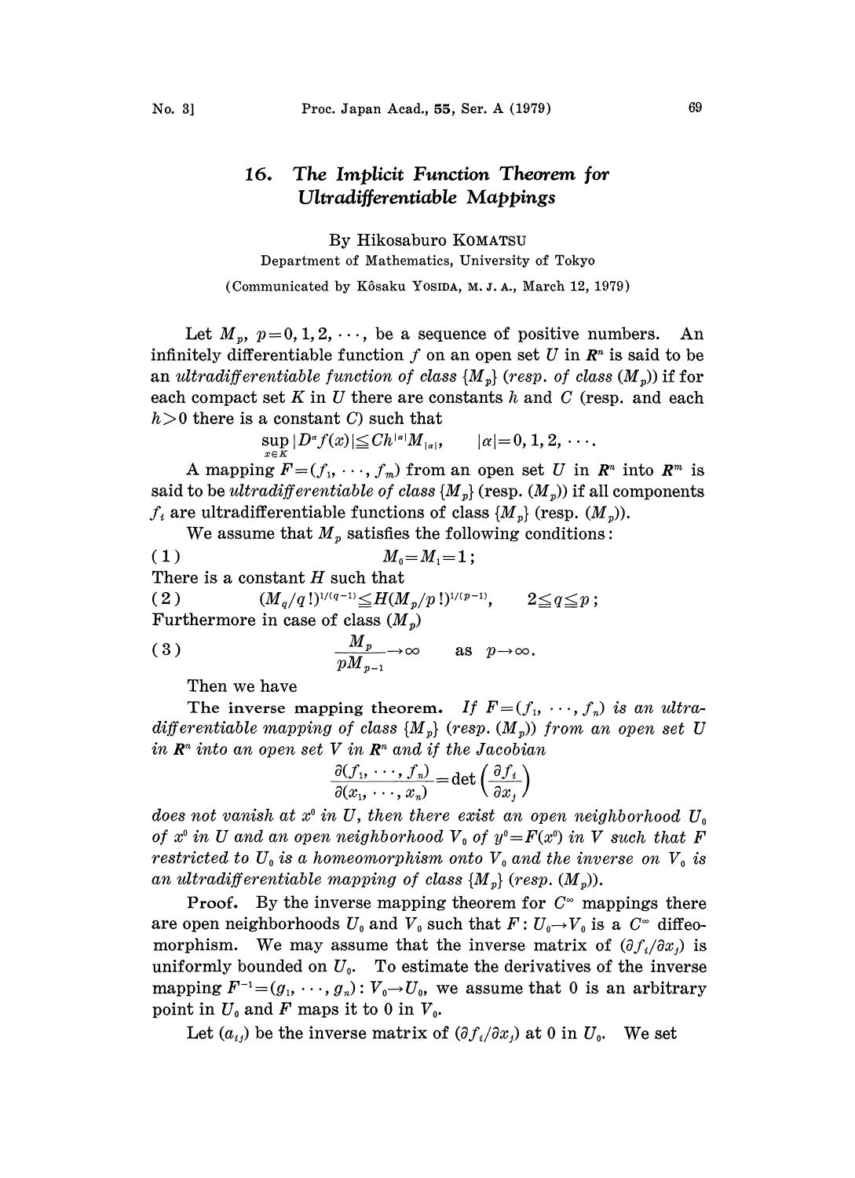# 16. *The Implicit Function Theorem for Ultradifferentiable Mappings*

By Hikosaburo Komatsu

Department of Mathematics, University of Tokyo

(Communicated by Kôsaku Yosida, M. J. A., March 12, 1979)

Let $M_p$, $p=0,1,2,\cdots$, be a sequence of positive numbers. An infinitely differentiable function $f$ on an open set $U$ in $\boldsymbol{R}^n$ is said to be an *ultradifferentiable function of class* $\{M_p\}$ (*resp. of class* $(M_p)$) if for each compact set $K$ in $U$ there are constants $h$ and $C$ (resp. and each $h>0$ there is a constant $C$) such that

$$\sup_{x\in K}|D^\alpha f(x)|\leqq Ch^{|\alpha|}M_{|\alpha|}, \qquad |\alpha|=0,1,2,\cdots.$$

A mapping $F=(f_1,\cdots,f_m)$ from an open set $U$ in $\boldsymbol{R}^n$ into $\boldsymbol{R}^m$ is said to be *ultradifferentiable of class* $\{M_p\}$ (resp. $(M_p)$) if all components $f_i$ are ultradifferentiable functions of class $\{M_p\}$ (resp. $(M_p)$).

We assume that $M_p$ satisfies the following conditions:

$$(1) \qquad M_0=M_1=1;$$

There is a constant $H$ such that

$$(2) \qquad (M_q/q!)^{1/(q-1)}\leqq H(M_p/p!)^{1/(p-1)}, \qquad 2\leqq q\leqq p;$$

Furthermore in case of class $(M_p)$

$$(3) \qquad \frac{M_p}{pM_{p-1}}\to\infty \qquad \text{as } p\to\infty.$$

Then we have

**The inverse mapping theorem.** *If $F=(f_1,\cdots,f_n)$ is an ultradifferentiable mapping of class $\{M_p\}$ (resp. $(M_p)$) from an open set $U$ in $\boldsymbol{R}^n$ into an open set $V$ in $\boldsymbol{R}^n$ and if the Jacobian*

$$\frac{\partial(f_1,\cdots,f_n)}{\partial(x_1,\cdots,x_n)}=\det\left(\frac{\partial f_i}{\partial x_j}\right)$$

*does not vanish at $x^0$ in $U$, then there exist an open neighborhood $U_0$ of $x^0$ in $U$ and an open neighborhood $V_0$ of $y^0=F(x^0)$ in $V$ such that $F$ restricted to $U_0$ is a homeomorphism onto $V_0$ and the inverse on $V_0$ is an ultradifferentiable mapping of class $\{M_p\}$ (resp. $(M_p)$).*

**Proof.** By the inverse mapping theorem for $C^\infty$ mappings there are open neighborhoods $U_0$ and $V_0$ such that $F: U_0\to V_0$ is a $C^\infty$ diffeomorphism. We may assume that the inverse matrix of $(\partial f_i/\partial x_j)$ is uniformly bounded on $U_0$. To estimate the derivatives of the inverse mapping $F^{-1}=(g_1,\cdots,g_n): V_0\to U_0$, we assume that 0 is an arbitrary point in $U_0$ and $F$ maps it to 0 in $V_0$.

Let $(a_{ij})$ be the inverse matrix of $(\partial f_i/\partial x_j)$ at 0 in $U_0$. We set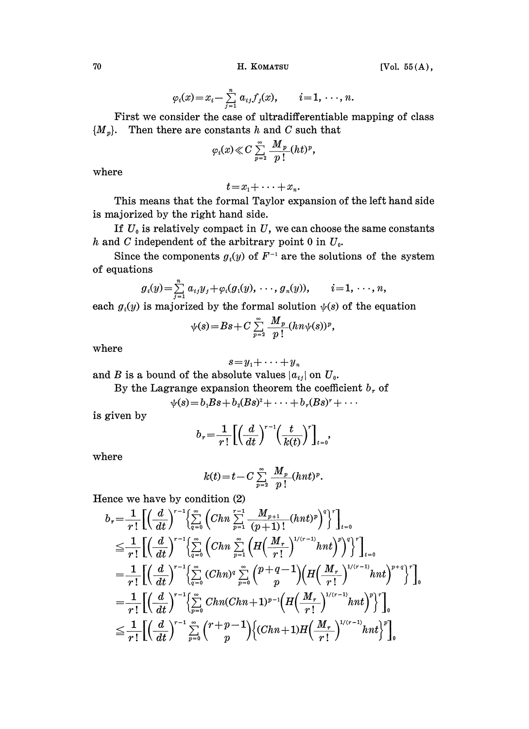$$\varphi_i(x) = x_i - \sum_{j=1}^{n} a_{ij} f_j(x), \qquad i=1, \cdots, n.$$

First we consider the case of ultradifferentiable mapping of class $\{M_p\}$. Then there are constants $h$ and $C$ such that

$$\varphi_i(x) \ll C \sum_{p=2}^{\infty} \frac{M_p}{p!}(ht)^p,$$

where

$$t = x_1 + \cdots + x_n.$$

This means that the formal Taylor expansion of the left hand side is majorized by the right hand side.

If $U_0$ is relatively compact in $U$, we can choose the same constants $h$ and $C$ independent of the arbitrary point 0 in $U_0$.

Since the components $g_i(y)$ of $F^{-1}$ are the solutions of the system of equations

$$g_i(y) = \sum_{j=1}^{n} a_{ij} y_j + \varphi_i(g_1(y), \cdots, g_n(y)), \qquad i=1, \cdots, n,$$

each $g_i(y)$ is majorized by the formal solution $\psi(s)$ of the equation

$$\psi(s) = Bs + C \sum_{p=2}^{\infty} \frac{M_p}{p!}(hn\psi(s))^p,$$

where

$$s = y_1 + \cdots + y_n$$

and $B$ is a bound of the absolute values $|a_{ij}|$ on $U_0$.

By the Lagrange expansion theorem the coefficient $b_r$ of

$$\psi(s) = b_1 Bs + b_2 (Bs)^2 + \cdots + b_r (Bs)^r + \cdots$$

is given by

$$b_r = \frac{1}{r!}\left[\left(\frac{d}{dt}\right)^{r-1}\left(\frac{t}{k(t)}\right)^r\right]_{t=0},$$

where

$$k(t) = t - C \sum_{p=2}^{\infty} \frac{M_p}{p!}(hnt)^p.$$

Hence we have by condition (2)

$$\begin{aligned}
b_r &= \frac{1}{r!}\left[\left(\frac{d}{dt}\right)^{r-1}\left\{\sum_{q=0}^{\infty}\left(Chn\sum_{p=1}^{r-1}\frac{M_{p+1}}{(p+1)!}(hnt)^p\right)^q\right\}^r\right]_{t=0} \\
&\leqq \frac{1}{r!}\left[\left(\frac{d}{dt}\right)^{r-1}\left\{\sum_{q=0}^{\infty}\left(Chn\sum_{p=1}^{\infty}\left(H\left(\frac{M_r}{r!}\right)^{1/(r-1)}hnt\right)^p\right)^q\right\}^r\right]_{t=0} \\
&= \frac{1}{r!}\left[\left(\frac{d}{dt}\right)^{r-1}\left\{\sum_{q=0}^{\infty}(Chn)^q\sum_{p=0}^{\infty}\binom{p+q-1}{p}\left(H\left(\frac{M_r}{r!}\right)^{1/(r-1)}hnt\right)^{p+q}\right\}^r\right]_0 \\
&= \frac{1}{r!}\left[\left(\frac{d}{dt}\right)^{r-1}\left\{\sum_{p=0}^{\infty}Chn(Chn+1)^{p-1}\left(H\left(\frac{M_r}{r!}\right)^{1/(r-1)}hnt\right)^p\right\}^r\right]_0 \\
&\leqq \frac{1}{r!}\left[\left(\frac{d}{dt}\right)^{r-1}\sum_{p=0}^{\infty}\binom{r+p-1}{p}\left\{(Chn+1)H\left(\frac{M_r}{r!}\right)^{1/(r-1)}hnt\right\}^p\right]_0
\end{aligned}$$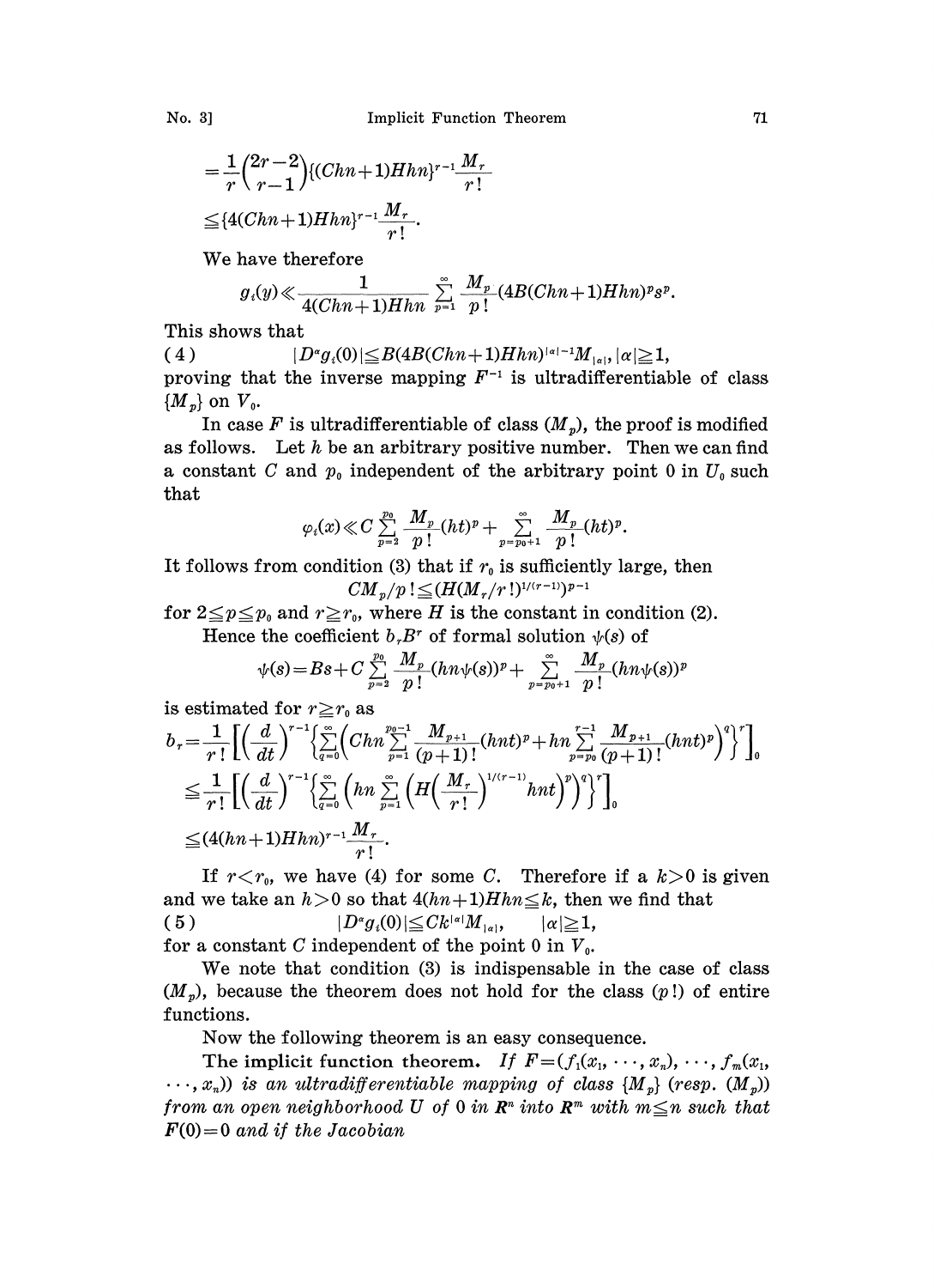$$=\frac{1}{r}\binom{2r-2}{r-1}\{(Chn+1)Hhn\}^{r-1}\frac{M_r}{r!}$$

$$\leqq\{4(Chn+1)Hhn\}^{r-1}\frac{M_r}{r!}.$$

We have therefore

$$g_i(y)\ll\frac{1}{4(Chn+1)Hhn}\sum_{p=1}^{\infty}\frac{M_p}{p!}(4B(Chn+1)Hhn)^p s^p.$$

This shows that

$$|D^\alpha g_i(0)|\leqq B(4B(Chn+1)Hhn)^{|\alpha|-1}M_{|\alpha|},\ |\alpha|\geqq 1, \tag{4}$$

proving that the inverse mapping $F^{-1}$ is ultradifferentiable of class $\{M_p\}$ on $V_0$.

In case $F$ is ultradifferentiable of class $(M_p)$, the proof is modified as follows. Let $h$ be an arbitrary positive number. Then we can find a constant $C$ and $p_0$ independent of the arbitrary point 0 in $U_0$ such that

$$\varphi_i(x)\ll C\sum_{p=2}^{p_0}\frac{M_p}{p!}(ht)^p+\sum_{p=p_0+1}^{\infty}\frac{M_p}{p!}(ht)^p.$$

It follows from condition (3) that if $r_0$ is sufficiently large, then

$$CM_p/p!\leqq(H(M_r/r!)^{1/(r-1)})^{p-1}$$

for $2\leqq p\leqq p_0$ and $r\geqq r_0$, where $H$ is the constant in condition (2).

Hence the coefficient $b_rB^r$ of formal solution $\psi(s)$ of

$$\psi(s)=Bs+C\sum_{p=2}^{p_0}\frac{M_p}{p!}(hn\psi(s))^p+\sum_{p=p_0+1}^{\infty}\frac{M_p}{p!}(hn\psi(s))^p$$

is estimated for $r\geqq r_0$ as

$$b_r=\frac{1}{r!}\left[\left(\frac{d}{dt}\right)^{r-1}\left\{\sum_{q=0}^{\infty}\left(Chn\sum_{p=1}^{p_0-1}\frac{M_{p+1}}{(p+1)!}(hnt)^p+hn\sum_{p=p_0}^{r-1}\frac{M_{p+1}}{(p+1)!}(hnt)^p\right)^q\right\}^r\right]_0$$

$$\leqq\frac{1}{r!}\left[\left(\frac{d}{dt}\right)^{r-1}\left\{\sum_{q=0}^{\infty}\left(hn\sum_{p=1}^{\infty}\left(H\left(\frac{M_r}{r!}\right)^{1/(r-1)}hnt\right)^p\right)^q\right\}^r\right]_0$$

$$\leqq(4(hn+1)Hhn)^{r-1}\frac{M_r}{r!}.$$

If $r<r_0$, we have (4) for some $C$. Therefore if a $k>0$ is given and we take an $h>0$ so that $4(hn+1)Hhn\leqq k$, then we find that

$$|D^\alpha g_i(0)|\leqq Ck^{|\alpha|}M_{|\alpha|},\qquad |\alpha|\geqq 1, \tag{5}$$

for a constant $C$ independent of the point 0 in $V_0$.

We note that condition (3) is indispensable in the case of class $(M_p)$, because the theorem does not hold for the class $(p!)$ of entire functions.

Now the following theorem is an easy consequence.

**The implicit function theorem.** *If $F=(f_1(x_1,\cdots,x_n),\cdots,f_m(x_1,\cdots,x_n))$ is an ultradifferentiable mapping of class $\{M_p\}$ (resp. $(M_p)$) from an open neighborhood $U$ of 0 in $\mathbf{R}^n$ into $\mathbf{R}^m$ with $m\leqq n$ such that $F(0)=0$ and if the Jacobian*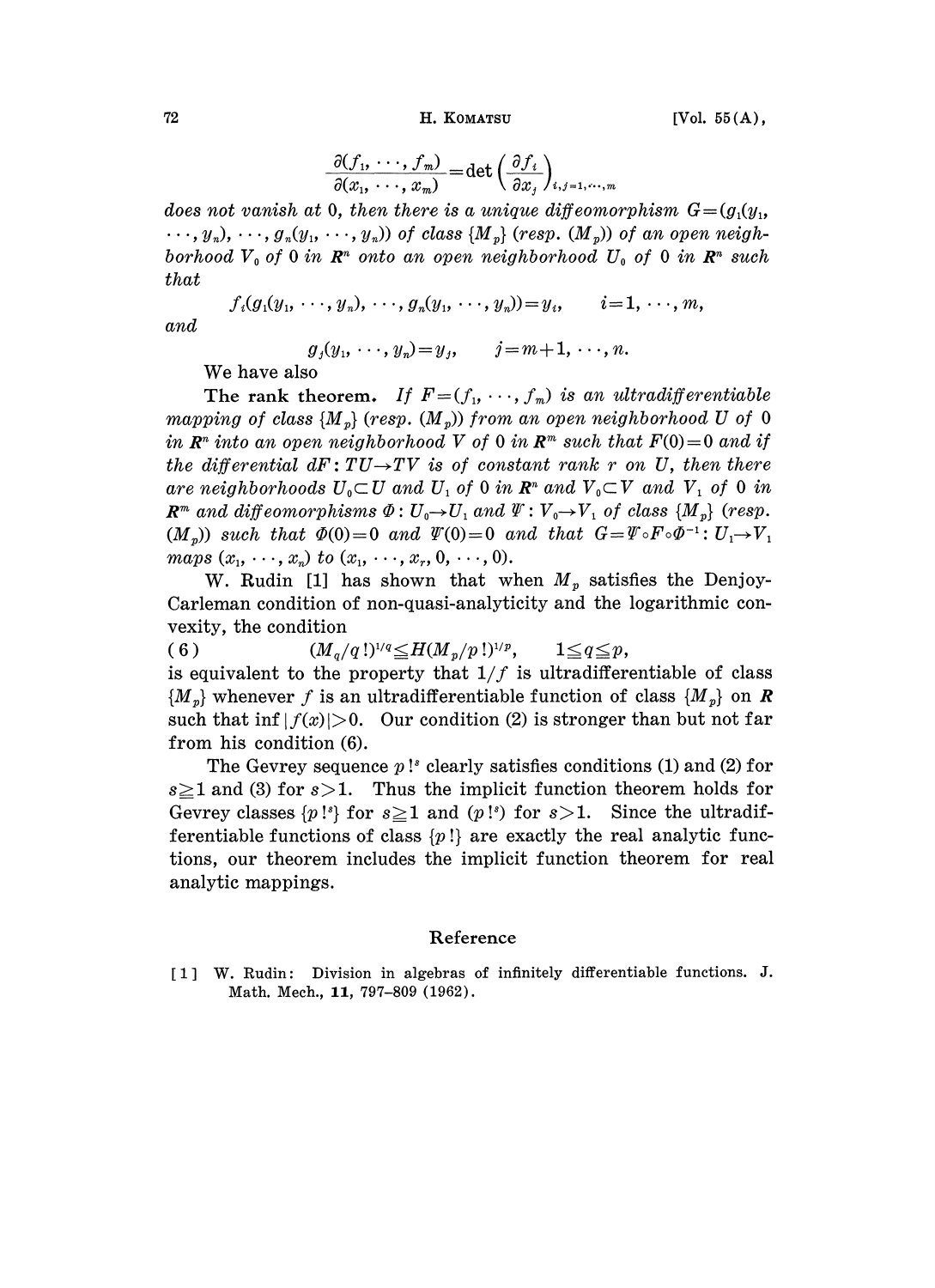$$\frac{\partial(f_1, \cdots, f_m)}{\partial(x_1, \cdots, x_m)} = \det\left(\frac{\partial f_i}{\partial x_j}\right)_{i,j=1,\cdots,m}$$

*does not vanish at* 0, *then there is a unique diffeomorphism* $G=(g_1(y_1, \cdots, y_n), \cdots, g_n(y_1, \cdots, y_n))$ *of class* $\{M_p\}$ *(resp.* $(M_p)$*) of an open neighborhood* $V_0$ *of* 0 *in* $\boldsymbol{R}^n$ *onto an open neighborhood* $U_0$ *of* 0 *in* $\boldsymbol{R}^n$ *such that*

$$f_i(g_1(y_1, \cdots, y_n), \cdots, g_n(y_1, \cdots, y_n)) = y_i, \qquad i=1, \cdots, m,$$

*and*

$$g_j(y_1, \cdots, y_n) = y_j, \qquad j=m+1, \cdots, n.$$

We have also

**The rank theorem.** *If* $F=(f_1, \cdots, f_m)$ *is an ultradifferentiable mapping of class* $\{M_p\}$ *(resp.* $(M_p)$*) from an open neighborhood* $U$ *of* 0 *in* $\boldsymbol{R}^n$ *into an open neighborhood* $V$ *of* 0 *in* $\boldsymbol{R}^m$ *such that* $F(0)=0$ *and if the differential* $dF: TU \to TV$ *is of constant rank* $r$ *on* $U$, *then there are neighborhoods* $U_0 \subset U$ *and* $U_1$ *of* 0 *in* $\boldsymbol{R}^n$ *and* $V_0 \subset V$ *and* $V_1$ *of* 0 *in* $\boldsymbol{R}^m$ *and diffeomorphisms* $\Phi: U_0 \to U_1$ *and* $\Psi: V_0 \to V_1$ *of class* $\{M_p\}$ *(resp.* $(M_p)$*) such that* $\Phi(0)=0$ *and* $\Psi(0)=0$ *and that* $G=\Psi \circ F \circ \Phi^{-1}: U_1 \to V_1$ *maps* $(x_1, \cdots, x_n)$ *to* $(x_1, \cdots, x_r, 0, \cdots, 0)$.

W. Rudin [1] has shown that when $M_p$ satisfies the Denjoy-Carleman condition of non-quasi-analyticity and the logarithmic convexity, the condition

$$(M_q/q\,!)^{1/q} \leq H(M_p/p\,!)^{1/p}, \qquad 1 \leq q \leq p, \tag{6}$$

is equivalent to the property that $1/f$ is ultradifferentiable of class $\{M_p\}$ whenever $f$ is an ultradifferentiable function of class $\{M_p\}$ on $\boldsymbol{R}$ such that $\inf |f(x)| > 0$. Our condition (2) is stronger than but not far from his condition (6).

The Gevrey sequence $p\,!^s$ clearly satisfies conditions (1) and (2) for $s \geq 1$ and (3) for $s > 1$. Thus the implicit function theorem holds for Gevrey classes $\{p\,!^s\}$ for $s \geq 1$ and $(p\,!^s)$ for $s > 1$. Since the ultradifferentiable functions of class $\{p\,!\}$ are exactly the real analytic functions, our theorem includes the implicit function theorem for real analytic mappings.

## Reference

[1] W. Rudin: Division in algebras of infinitely differentiable functions. J. Math. Mech., **11**, 797–809 (1962).